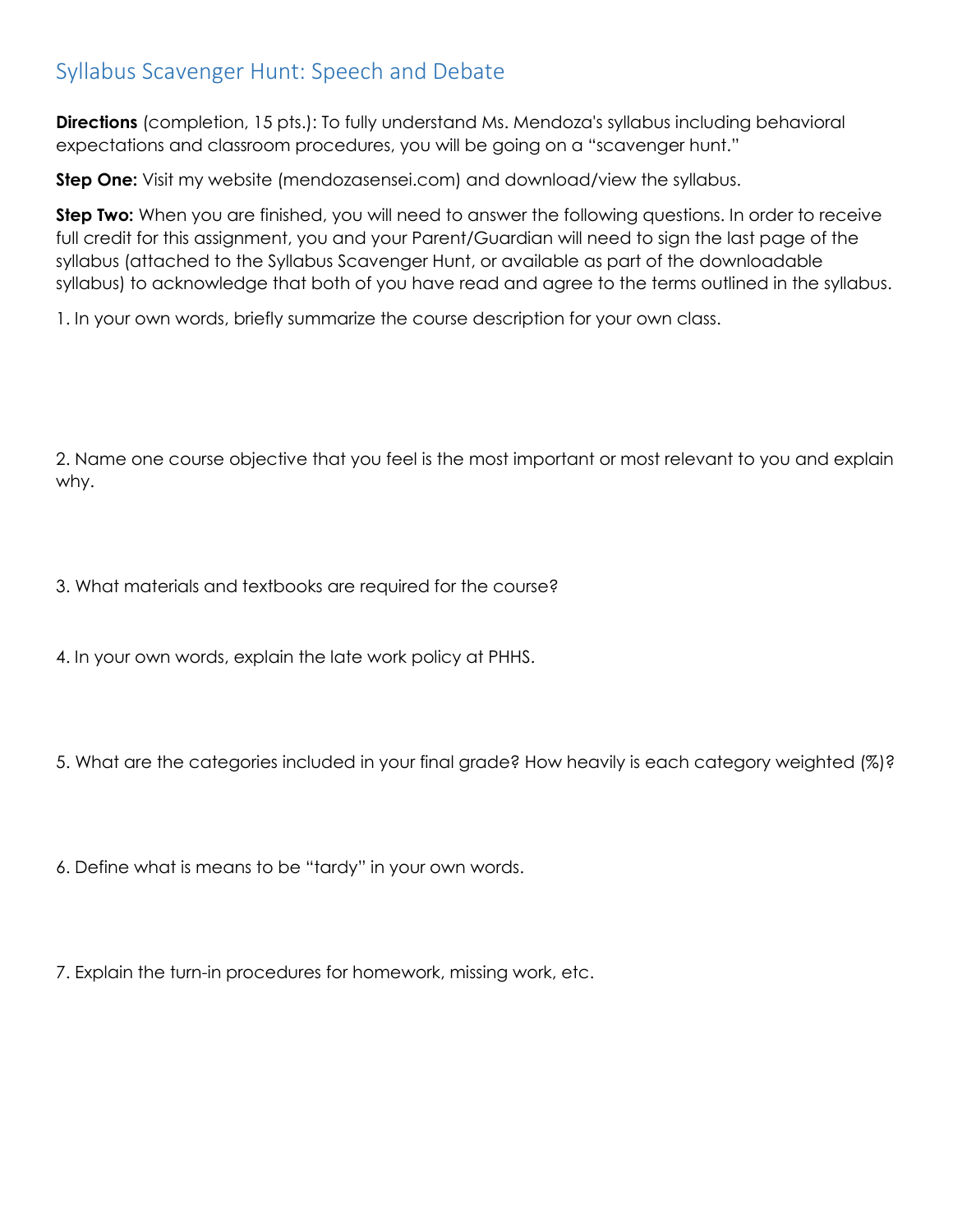# Syllabus Scavenger Hunt: Speech and Debate

**Directions** (completion, 15 pts.): To fully understand Ms. Mendoza's syllabus including behavioral expectations and classroom procedures, you will be going on a "scavenger hunt."

**Step One:** Visit my website (mendozasensei.com) and download/view the syllabus.

**Step Two:** When you are finished, you will need to answer the following questions. In order to receive full credit for this assignment, you and your Parent/Guardian will need to sign the last page of the syllabus (attached to the Syllabus Scavenger Hunt, or available as part of the downloadable syllabus) to acknowledge that both of you have read and agree to the terms outlined in the syllabus.

1. In your own words, briefly summarize the course description for your own class.

2. Name one course objective that you feel is the most important or most relevant to you and explain why.

3. What materials and textbooks are required for the course?

4. In your own words, explain the late work policy at PHHS.

5. What are the categories included in your final grade? How heavily is each category weighted (%)?

6. Define what is means to be "tardy" in your own words.

7. Explain the turn-in procedures for homework, missing work, etc.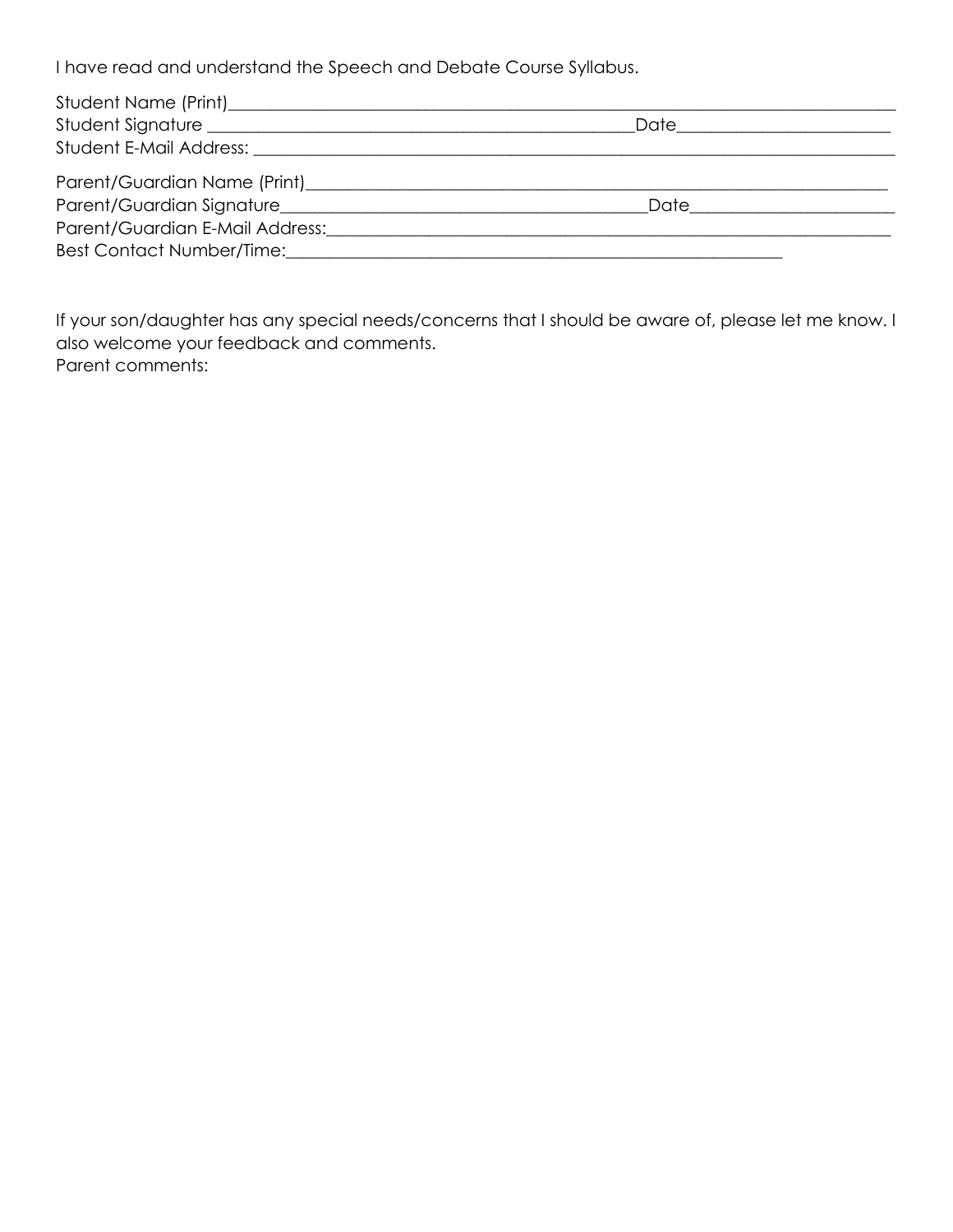I have read and understand the Speech and Debate Course Syllabus.

Student Name (Print)_______________________________________________________________________________
Student Signature ____________________________________________________Date_________________________
Student E-Mail Address: ____________________________________________________________________________

Parent/Guardian Name (Print)_________________________________________________________________________
Parent/Guardian Signature____________________________________________Date_______________________
Parent/Guardian E-Mail Address:_______________________________________________________________________
Best Contact Number/Time:_____________________________________________________________

If your son/daughter has any special needs/concerns that I should be aware of, please let me know. I also welcome your feedback and comments.
Parent comments: